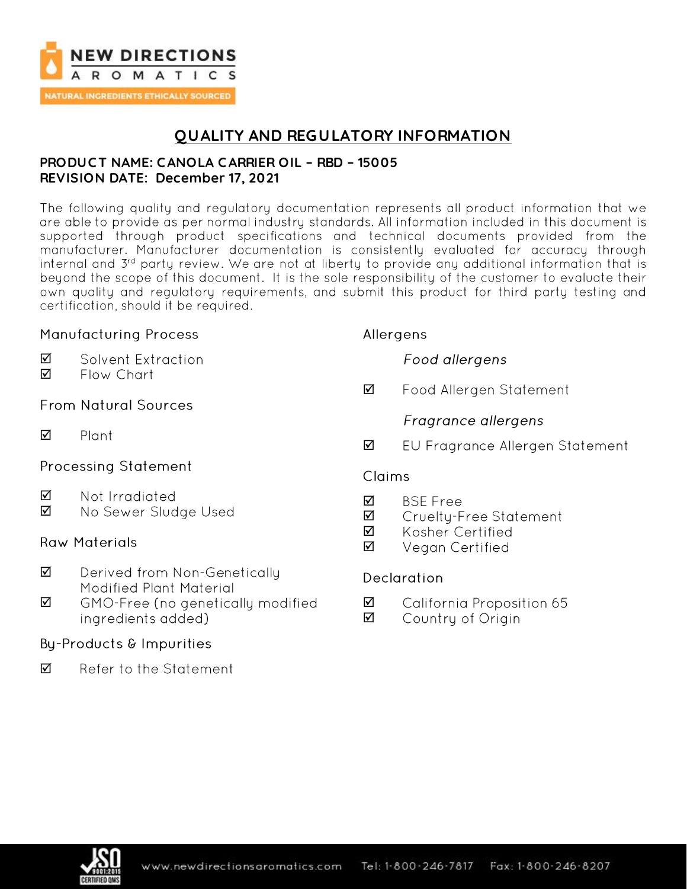NEW DIRECTIONS AROMATICS

NATURAL INGREDIENTS ETHICALLY SOURCED

# QUALITY AND REGULATORY INFORMATION

**PRODUCT NAME: CANOLA CARRIER OIL – RBD – 15005**
**REVISION DATE: December 17, 2021**

The following quality and regulatory documentation represents all product information that we are able to provide as per normal industry standards. All information included in this document is supported through product specifications and technical documents provided from the manufacturer. Manufacturer documentation is consistently evaluated for accuracy through internal and 3rd party review. We are not at liberty to provide any additional information that is beyond the scope of this document. It is the sole responsibility of the customer to evaluate their own quality and regulatory requirements, and submit this product for third party testing and certification, should it be required.

## Manufacturing Process

- ☑ Solvent Extraction
- ☑ Flow Chart

## From Natural Sources

- ☑ Plant

## Processing Statement

- ☑ Not Irradiated
- ☑ No Sewer Sludge Used

## Raw Materials

- ☑ Derived from Non-Genetically Modified Plant Material
- ☑ GMO-Free (no genetically modified ingredients added)

## By-Products & Impurities

- ☑ Refer to the Statement

## Allergens

*Food allergens*

- ☑ Food Allergen Statement

*Fragrance allergens*

- ☑ EU Fragrance Allergen Statement

## Claims

- ☑ BSE Free
- ☑ Cruelty-Free Statement
- ☑ Kosher Certified
- ☑ Vegan Certified

## Declaration

- ☑ California Proposition 65
- ☑ Country of Origin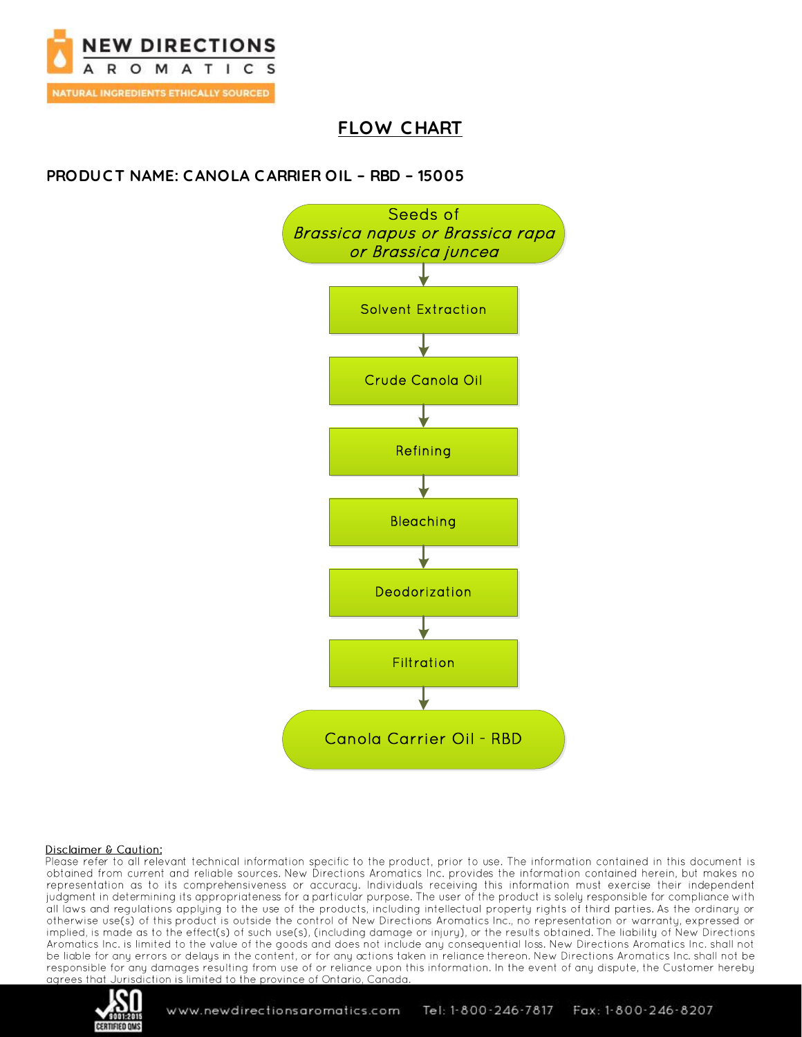# FLOW CHART

**PRODUCT NAME: CANOLA CARRIER OIL – RBD – 15005**

Seeds of *Brassica napus or Brassica rapa or Brassica juncea*

↓

Solvent Extraction

↓

Crude Canola Oil

↓

Refining

↓

Bleaching

↓

Deodorization

↓

Filtration

↓

Canola Carrier Oil - RBD

Disclaimer & Caution:

Please refer to all relevant technical information specific to the product, prior to use. The information contained in this document is obtained from current and reliable sources. New Directions Aromatics Inc. provides the information contained herein, but makes no representation as to its comprehensiveness or accuracy. Individuals receiving this information must exercise their independent judgment in determining its appropriateness for a particular purpose. The user of the product is solely responsible for compliance with all laws and regulations applying to the use of the products, including intellectual property rights of third parties. As the ordinary or otherwise use(s) of this product is outside the control of New Directions Aromatics Inc., no representation or warranty, expressed or implied, is made as to the effect(s) of such use(s), (including damage or injury), or the results obtained. The liability of New Directions Aromatics Inc. is limited to the value of the goods and does not include any consequential loss. New Directions Aromatics Inc. shall not be liable for any errors or delays in the content, or for any actions taken in reliance thereon. New Directions Aromatics Inc. shall not be responsible for any damages resulting from use of or reliance upon this information. In the event of any dispute, the Customer hereby agrees that Jurisdiction is limited to the province of Ontario, Canada.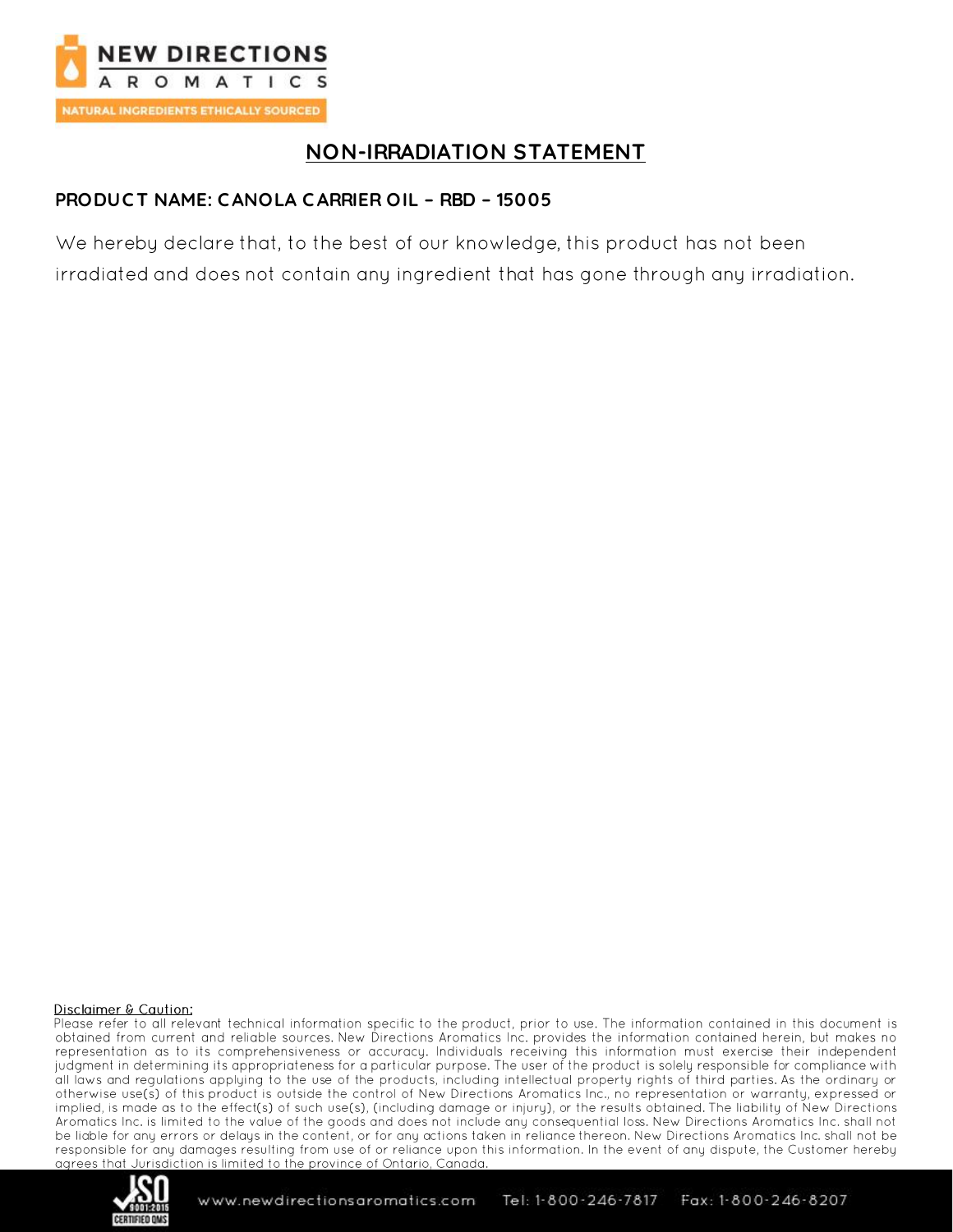# NON-IRRADIATION STATEMENT

**PRODUCT NAME: CANOLA CARRIER OIL – RBD – 15005**

We hereby declare that, to the best of our knowledge, this product has not been irradiated and does not contain any ingredient that has gone through any irradiation.

Disclaimer & Caution:

Please refer to all relevant technical information specific to the product, prior to use. The information contained in this document is obtained from current and reliable sources. New Directions Aromatics Inc. provides the information contained herein, but makes no representation as to its comprehensiveness or accuracy. Individuals receiving this information must exercise their independent judgment in determining its appropriateness for a particular purpose. The user of the product is solely responsible for compliance with all laws and regulations applying to the use of the products, including intellectual property rights of third parties. As the ordinary or otherwise use(s) of this product is outside the control of New Directions Aromatics Inc., no representation or warranty, expressed or implied, is made as to the effect(s) of such use(s), (including damage or injury), or the results obtained. The liability of New Directions Aromatics Inc. is limited to the value of the goods and does not include any consequential loss. New Directions Aromatics Inc. shall not be liable for any errors or delays in the content, or for any actions taken in reliance thereon. New Directions Aromatics Inc. shall not be responsible for any damages resulting from use of or reliance upon this information. In the event of any dispute, the Customer hereby agrees that Jurisdiction is limited to the province of Ontario, Canada.

www.newdirectionsaromatics.com Tel: 1-800-246-7817 Fax: 1-800-246-8207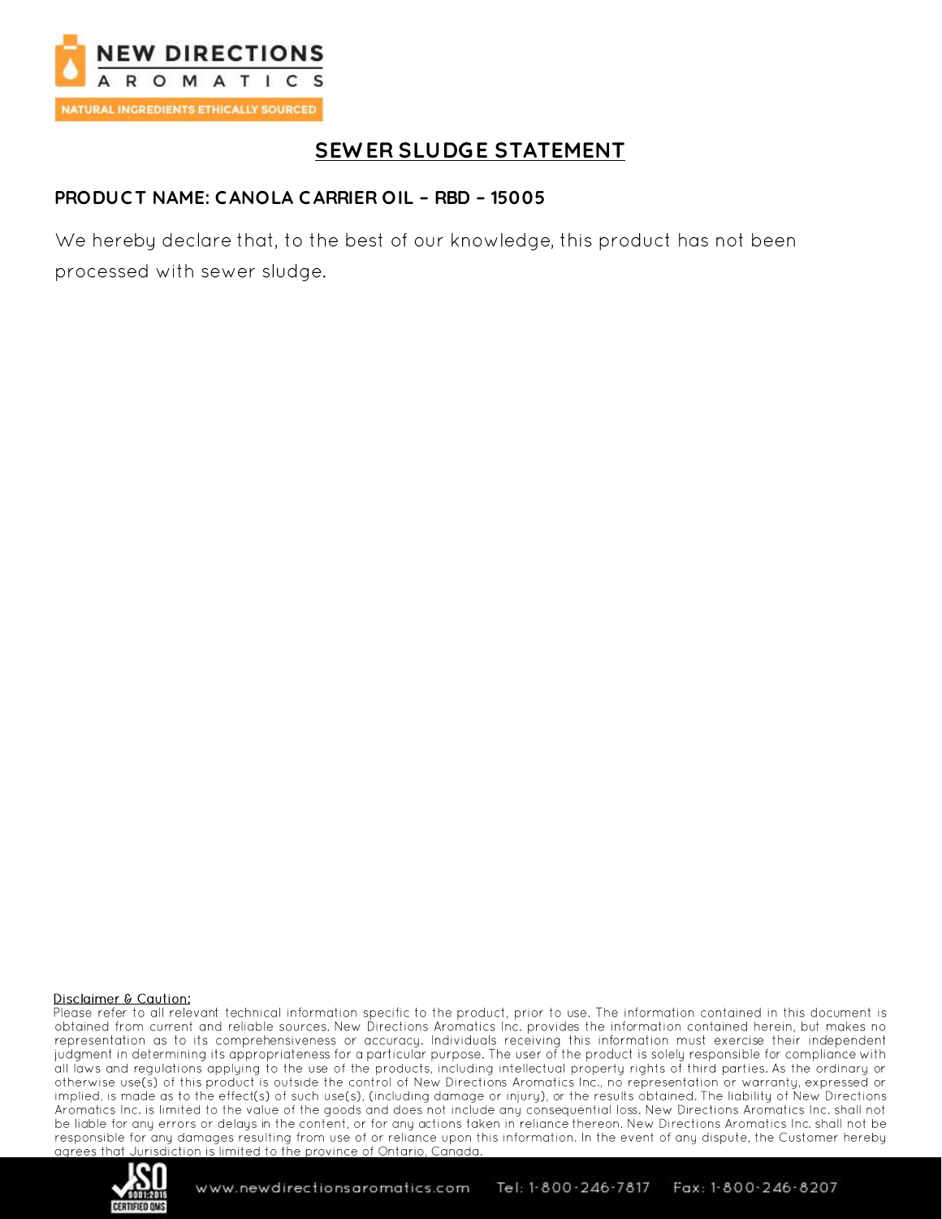# SEWER SLUDGE STATEMENT

**PRODUCT NAME: CANOLA CARRIER OIL – RBD – 15005**

We hereby declare that, to the best of our knowledge, this product has not been processed with sewer sludge.

Disclaimer & Caution:

Please refer to all relevant technical information specific to the product, prior to use. The information contained in this document is obtained from current and reliable sources. New Directions Aromatics Inc. provides the information contained herein, but makes no representation as to its comprehensiveness or accuracy. Individuals receiving this information must exercise their independent judgment in determining its appropriateness for a particular purpose. The user of the product is solely responsible for compliance with all laws and regulations applying to the use of the products, including intellectual property rights of third parties. As the ordinary or otherwise use(s) of this product is outside the control of New Directions Aromatics Inc., no representation or warranty, expressed or implied, is made as to the effect(s) of such use(s), (including damage or injury), or the results obtained. The liability of New Directions Aromatics Inc. is limited to the value of the goods and does not include any consequential loss. New Directions Aromatics Inc. shall not be liable for any errors or delays in the content, or for any actions taken in reliance thereon. New Directions Aromatics Inc. shall not be responsible for any damages resulting from use of or reliance upon this information. In the event of any dispute, the Customer hereby agrees that Jurisdiction is limited to the province of Ontario, Canada.

www.newdirectionsaromatics.com Tel: 1-800-246-7817 Fax: 1-800-246-8207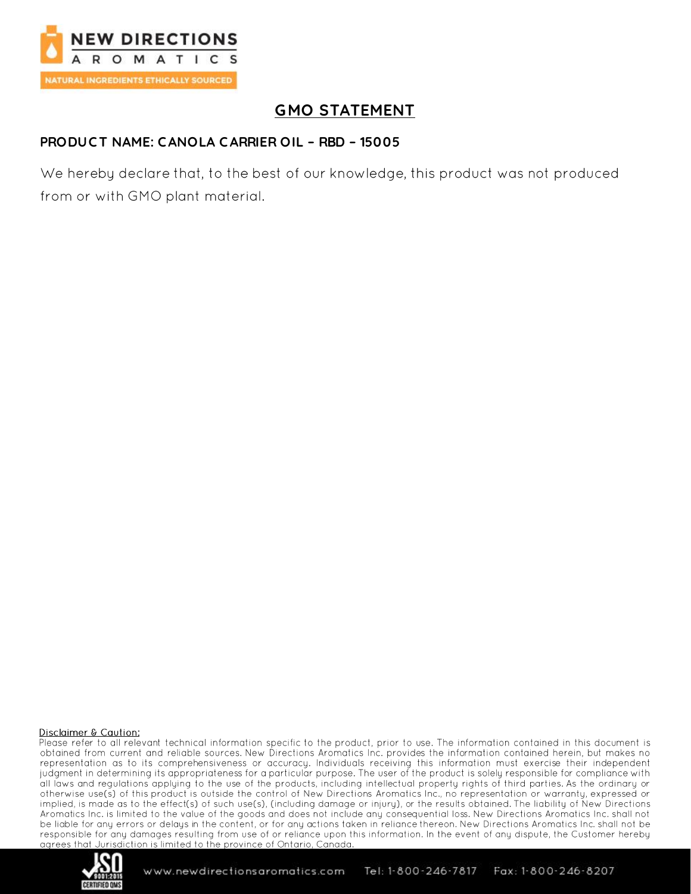# GMO STATEMENT

**PRODUCT NAME: CANOLA CARRIER OIL – RBD – 15005**

We hereby declare that, to the best of our knowledge, this product was not produced from or with GMO plant material.

Disclaimer & Caution:

Please refer to all relevant technical information specific to the product, prior to use. The information contained in this document is obtained from current and reliable sources. New Directions Aromatics Inc. provides the information contained herein, but makes no representation as to its comprehensiveness or accuracy. Individuals receiving this information must exercise their independent judgment in determining its appropriateness for a particular purpose. The user of the product is solely responsible for compliance with all laws and regulations applying to the use of the products, including intellectual property rights of third parties. As the ordinary or otherwise use(s) of this product is outside the control of New Directions Aromatics Inc., no representation or warranty, expressed or implied, is made as to the effect(s) of such use(s), (including damage or injury), or the results obtained. The liability of New Directions Aromatics Inc. is limited to the value of the goods and does not include any consequential loss. New Directions Aromatics Inc. shall not be liable for any errors or delays in the content, or for any actions taken in reliance thereon. New Directions Aromatics Inc. shall not be responsible for any damages resulting from use of or reliance upon this information. In the event of any dispute, the Customer hereby agrees that Jurisdiction is limited to the province of Ontario, Canada.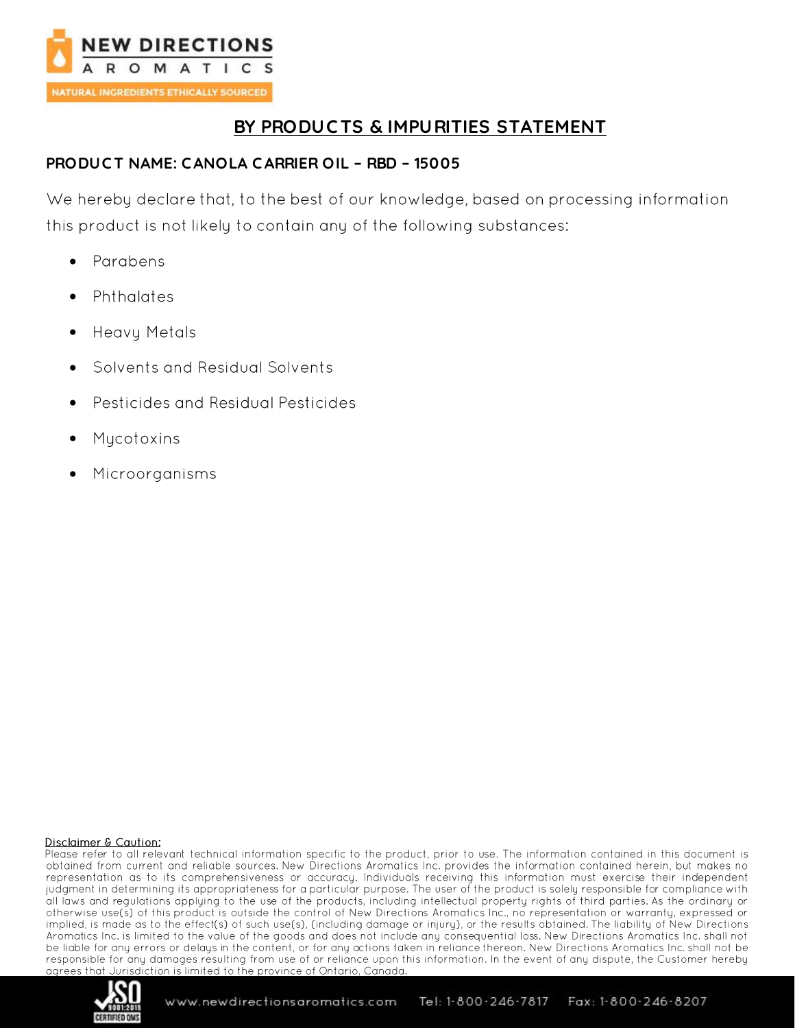## BY PRODUCTS & IMPURITIES STATEMENT

**PRODUCT NAME: CANOLA CARRIER OIL – RBD – 15005**

We hereby declare that, to the best of our knowledge, based on processing information this product is not likely to contain any of the following substances:

- Parabens
- Phthalates
- Heavy Metals
- Solvents and Residual Solvents
- Pesticides and Residual Pesticides
- Mycotoxins
- Microorganisms

Disclaimer & Caution:

Please refer to all relevant technical information specific to the product, prior to use. The information contained in this document is obtained from current and reliable sources. New Directions Aromatics Inc. provides the information contained herein, but makes no representation as to its comprehensiveness or accuracy. Individuals receiving this information must exercise their independent judgment in determining its appropriateness for a particular purpose. The user of the product is solely responsible for compliance with all laws and regulations applying to the use of the products, including intellectual property rights of third parties. As the ordinary or otherwise use(s) of this product is outside the control of New Directions Aromatics Inc., no representation or warranty, expressed or implied, is made as to the effect(s) of such use(s), (including damage or injury), or the results obtained. The liability of New Directions Aromatics Inc. is limited to the value of the goods and does not include any consequential loss. New Directions Aromatics Inc. shall not be liable for any errors or delays in the content, or for any actions taken in reliance thereon. New Directions Aromatics Inc. shall not be responsible for any damages resulting from use of or reliance upon this information. In the event of any dispute, the Customer hereby agrees that Jurisdiction is limited to the province of Ontario, Canada.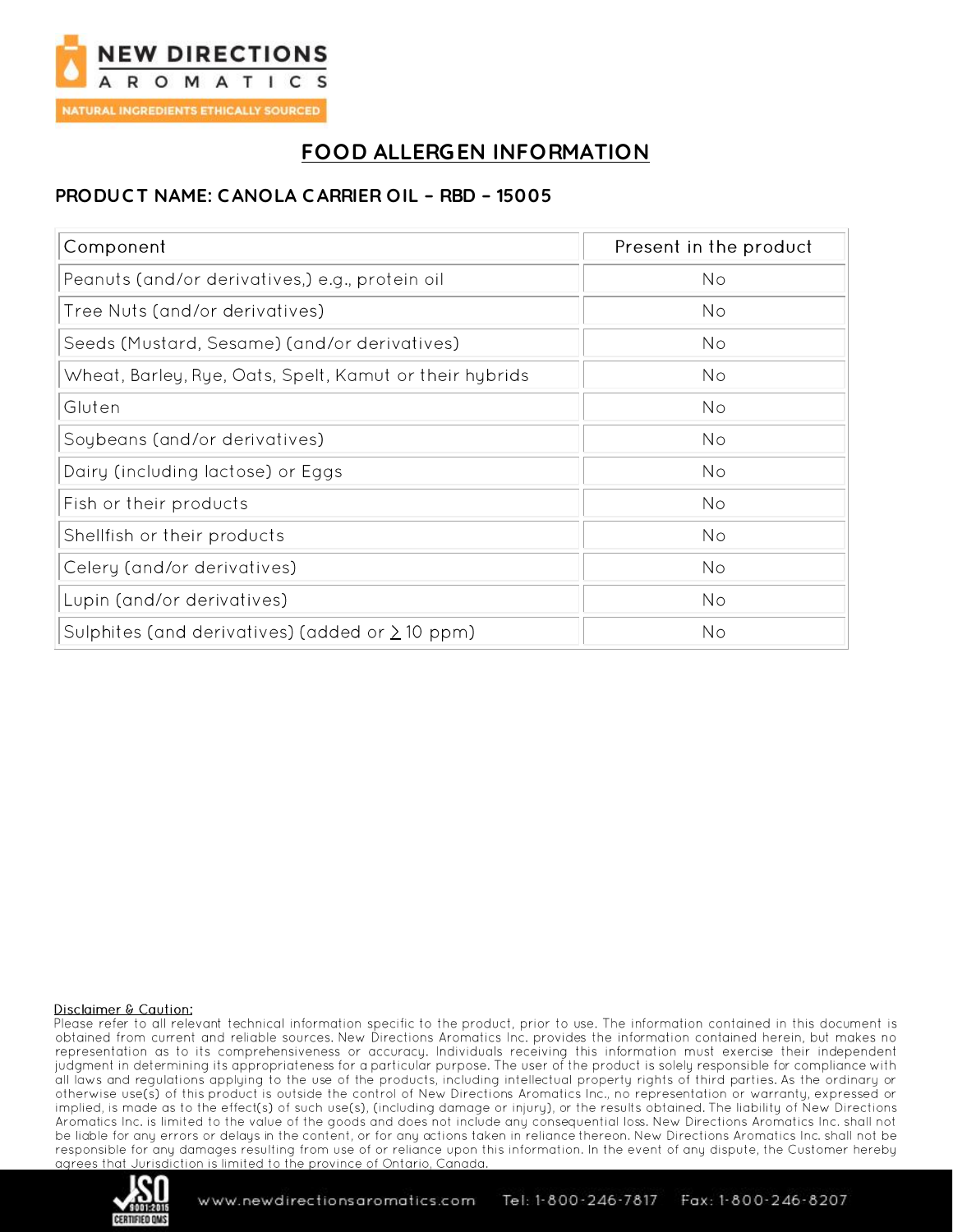# FOOD ALLERGEN INFORMATION

## PRODUCT NAME: CANOLA CARRIER OIL – RBD – 15005

| Component | Present in the product |
|---|---|
| Peanuts (and/or derivatives,) e.g., protein oil | No |
| Tree Nuts (and/or derivatives) | No |
| Seeds (Mustard, Sesame) (and/or derivatives) | No |
| Wheat, Barley, Rye, Oats, Spelt, Kamut or their hybrids | No |
| Gluten | No |
| Soybeans (and/or derivatives) | No |
| Dairy (including lactose) or Eggs | No |
| Fish or their products | No |
| Shellfish or their products | No |
| Celery (and/or derivatives) | No |
| Lupin (and/or derivatives) | No |
| Sulphites (and derivatives) (added or $\geq$ 10 ppm) | No |

Disclaimer & Caution:

Please refer to all relevant technical information specific to the product, prior to use. The information contained in this document is obtained from current and reliable sources. New Directions Aromatics Inc. provides the information contained herein, but makes no representation as to its comprehensiveness or accuracy. Individuals receiving this information must exercise their independent judgment in determining its appropriateness for a particular purpose. The user of the product is solely responsible for compliance with all laws and regulations applying to the use of the products, including intellectual property rights of third parties. As the ordinary or otherwise use(s) of this product is outside the control of New Directions Aromatics Inc., no representation or warranty, expressed or implied, is made as to the effect(s) of such use(s), (including damage or injury), or the results obtained. The liability of New Directions Aromatics Inc. is limited to the value of the goods and does not include any consequential loss. New Directions Aromatics Inc. shall not be liable for any errors or delays in the content, or for any actions taken in reliance thereon. New Directions Aromatics Inc. shall not be responsible for any damages resulting from use of or reliance upon this information. In the event of any dispute, the Customer hereby agrees that Jurisdiction is limited to the province of Ontario, Canada.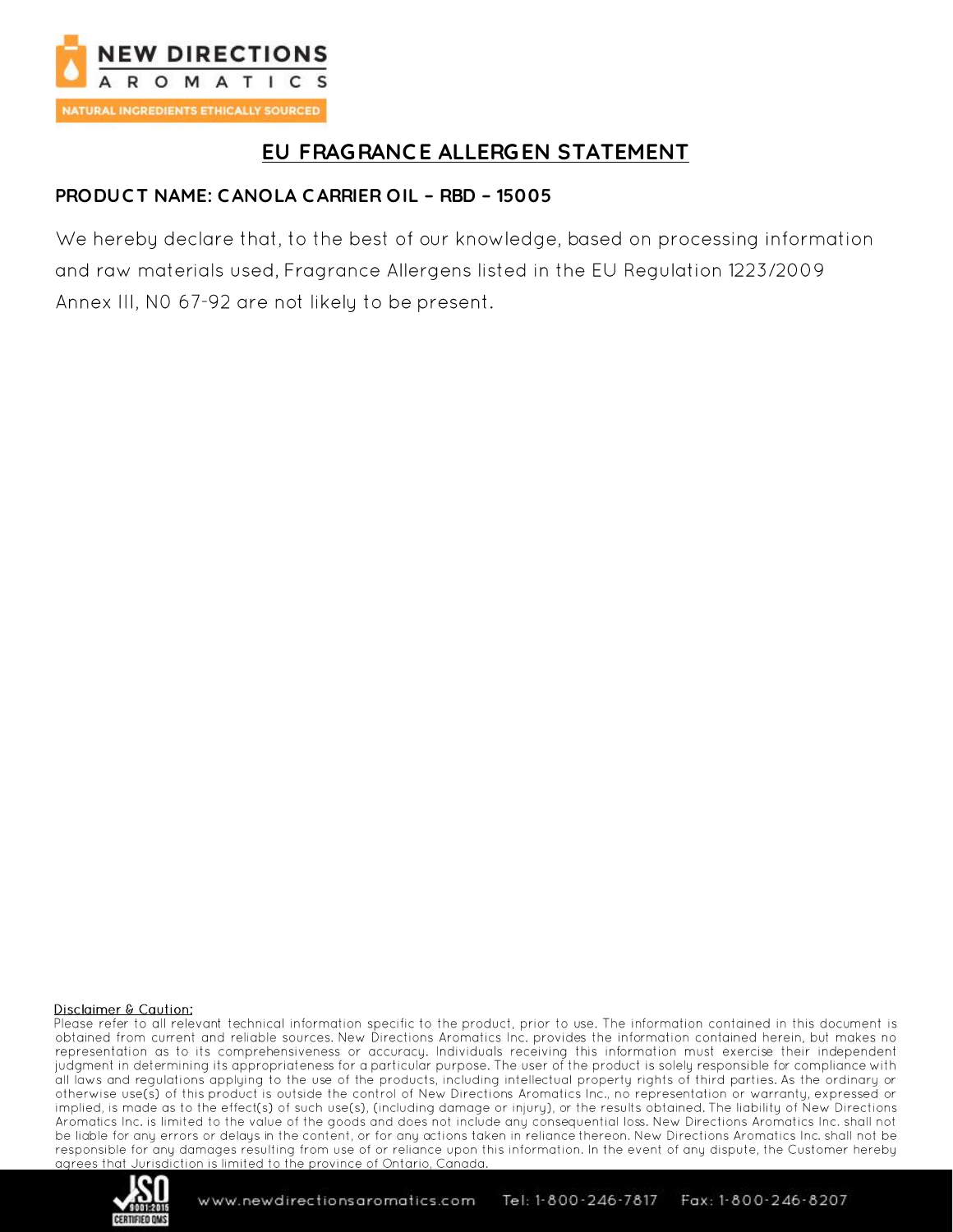# EU FRAGRANCE ALLERGEN STATEMENT

**PRODUCT NAME: CANOLA CARRIER OIL – RBD – 15005**

We hereby declare that, to the best of our knowledge, based on processing information and raw materials used, Fragrance Allergens listed in the EU Regulation 1223/2009 Annex III, N0 67-92 are not likely to be present.

Disclaimer & Caution:

Please refer to all relevant technical information specific to the product, prior to use. The information contained in this document is obtained from current and reliable sources. New Directions Aromatics Inc. provides the information contained herein, but makes no representation as to its comprehensiveness or accuracy. Individuals receiving this information must exercise their independent judgment in determining its appropriateness for a particular purpose. The user of the product is solely responsible for compliance with all laws and regulations applying to the use of the products, including intellectual property rights of third parties. As the ordinary or otherwise use(s) of this product is outside the control of New Directions Aromatics Inc., no representation or warranty, expressed or implied, is made as to the effect(s) of such use(s), (including damage or injury), or the results obtained. The liability of New Directions Aromatics Inc. is limited to the value of the goods and does not include any consequential loss. New Directions Aromatics Inc. shall not be liable for any errors or delays in the content, or for any actions taken in reliance thereon. New Directions Aromatics Inc. shall not be responsible for any damages resulting from use of or reliance upon this information. In the event of any dispute, the Customer hereby agrees that Jurisdiction is limited to the province of Ontario, Canada.

www.newdirectionsaromatics.com Tel: 1-800-246-7817 Fax: 1-800-246-8207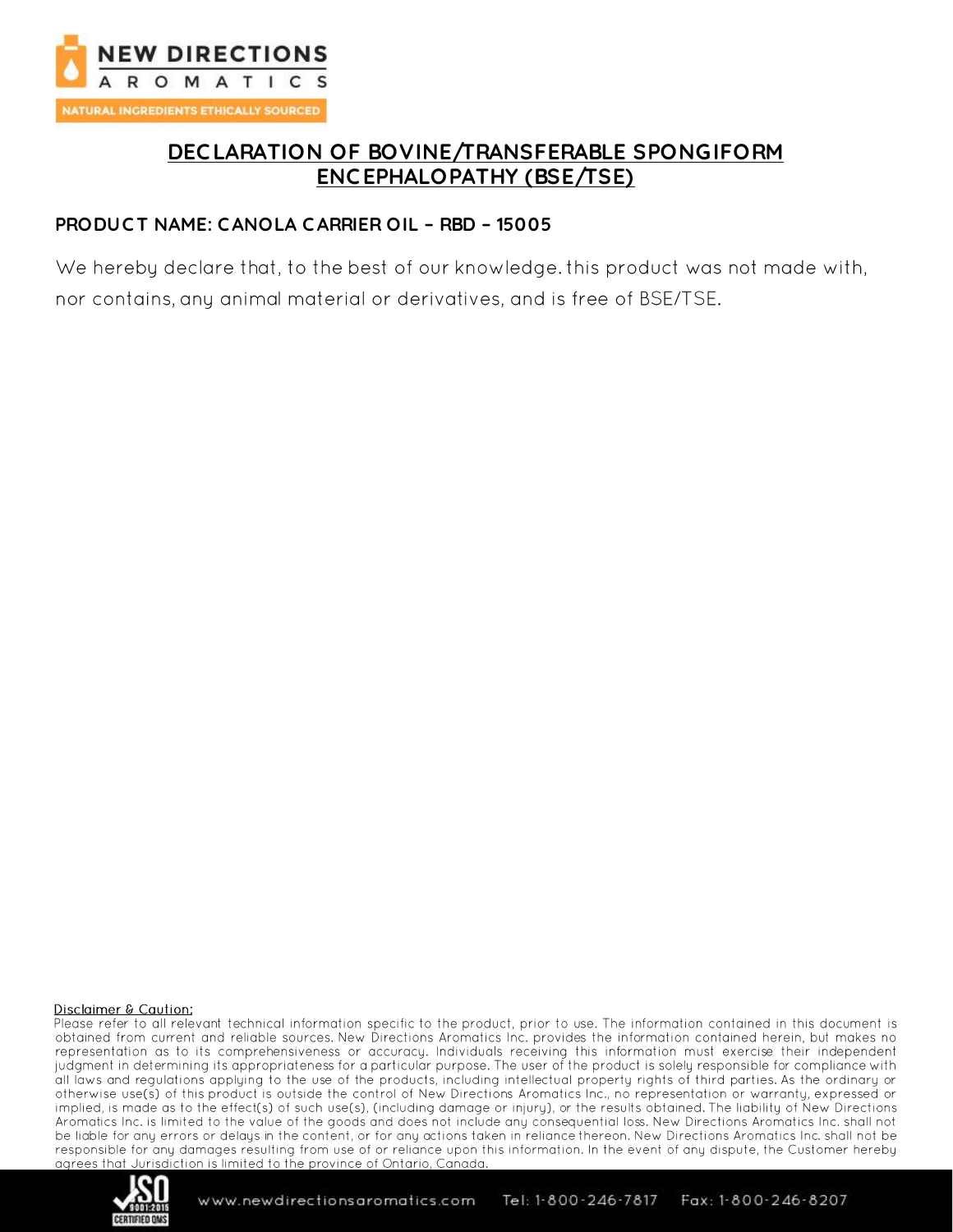# DECLARATION OF BOVINE/TRANSFERABLE SPONGIFORM ENCEPHALOPATHY (BSE/TSE)

**PRODUCT NAME: CANOLA CARRIER OIL – RBD – 15005**

We hereby declare that, to the best of our knowledge. this product was not made with, nor contains, any animal material or derivatives, and is free of BSE/TSE.

Disclaimer & Caution:

Please refer to all relevant technical information specific to the product, prior to use. The information contained in this document is obtained from current and reliable sources. New Directions Aromatics Inc. provides the information contained herein, but makes no representation as to its comprehensiveness or accuracy. Individuals receiving this information must exercise their independent judgment in determining its appropriateness for a particular purpose. The user of the product is solely responsible for compliance with all laws and regulations applying to the use of the products, including intellectual property rights of third parties. As the ordinary or otherwise use(s) of this product is outside the control of New Directions Aromatics Inc., no representation or warranty, expressed or implied, is made as to the effect(s) of such use(s), (including damage or injury), or the results obtained. The liability of New Directions Aromatics Inc. is limited to the value of the goods and does not include any consequential loss. New Directions Aromatics Inc. shall not be liable for any errors or delays in the content, or for any actions taken in reliance thereon. New Directions Aromatics Inc. shall not be responsible for any damages resulting from use of or reliance upon this information. In the event of any dispute, the Customer hereby agrees that Jurisdiction is limited to the province of Ontario, Canada.

www.newdirectionsaromatics.com Tel: 1-800-246-7817 Fax: 1-800-246-8207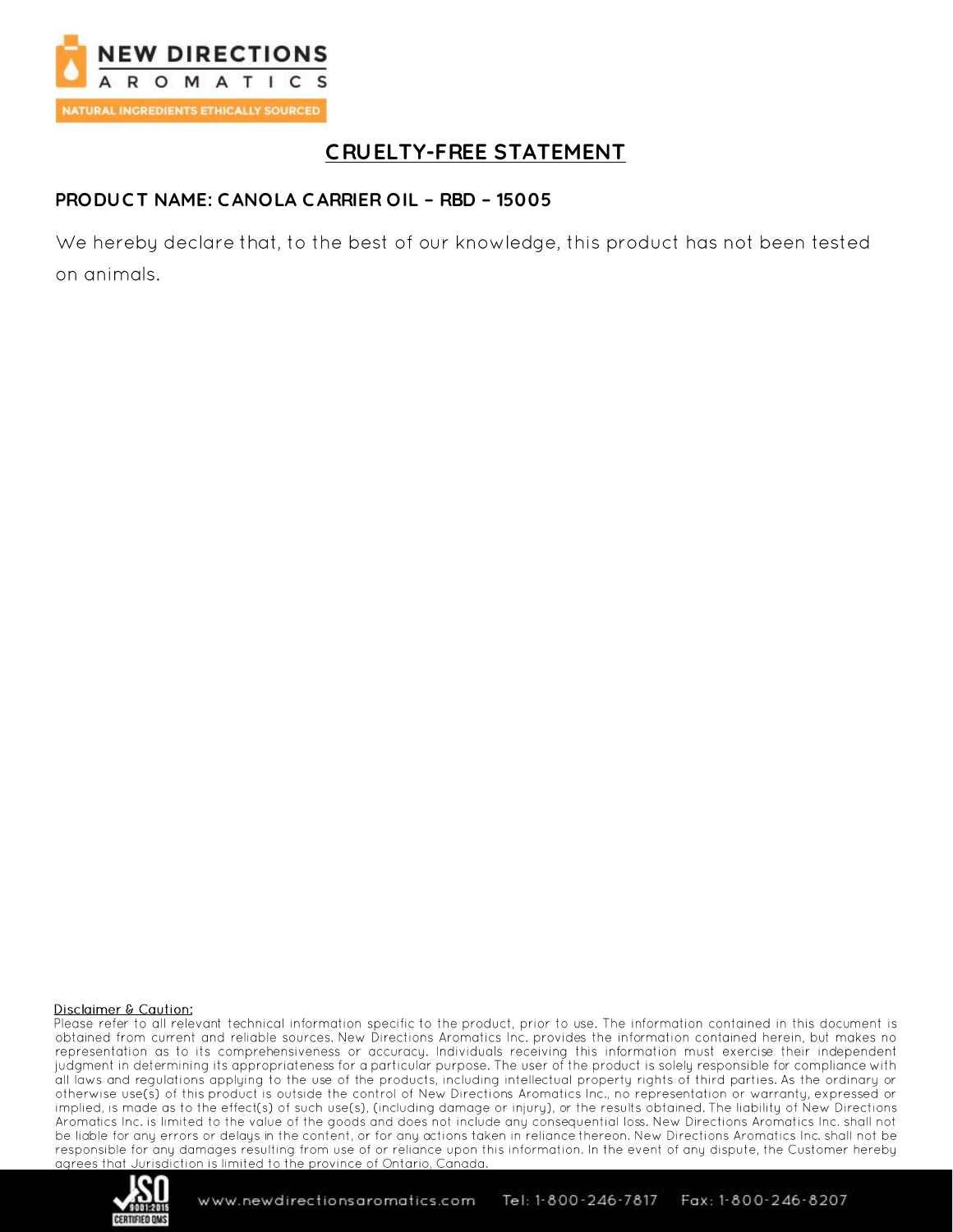NEW DIRECTIONS AROMATICS

NATURAL INGREDIENTS ETHICALLY SOURCED

# CRUELTY-FREE STATEMENT

**PRODUCT NAME: CANOLA CARRIER OIL – RBD – 15005**

We hereby declare that, to the best of our knowledge, this product has not been tested on animals.

Disclaimer & Caution:

Please refer to all relevant technical information specific to the product, prior to use. The information contained in this document is obtained from current and reliable sources. New Directions Aromatics Inc. provides the information contained herein, but makes no representation as to its comprehensiveness or accuracy. Individuals receiving this information must exercise their independent judgment in determining its appropriateness for a particular purpose. The user of the product is solely responsible for compliance with all laws and regulations applying to the use of the products, including intellectual property rights of third parties. As the ordinary or otherwise use(s) of this product is outside the control of New Directions Aromatics Inc., no representation or warranty, expressed or implied, is made as to the effect(s) of such use(s), (including damage or injury), or the results obtained. The liability of New Directions Aromatics Inc. is limited to the value of the goods and does not include any consequential loss. New Directions Aromatics Inc. shall not be liable for any errors or delays in the content, or for any actions taken in reliance thereon. New Directions Aromatics Inc. shall not be responsible for any damages resulting from use of or reliance upon this information. In the event of any dispute, the Customer hereby agrees that Jurisdiction is limited to the province of Ontario, Canada.

www.newdirectionsaromatics.com Tel: 1-800-246-7817 Fax: 1-800-246-8207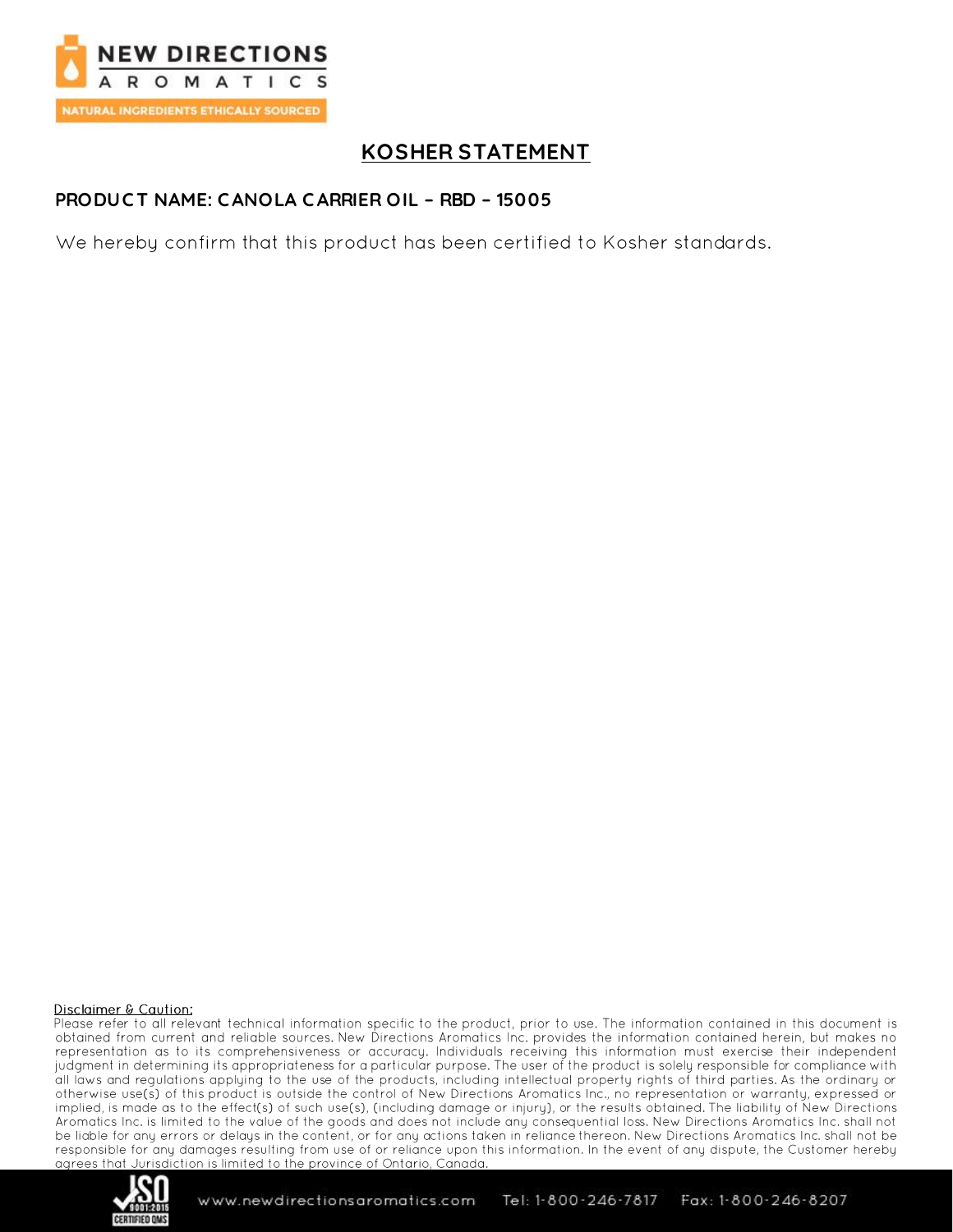# KOSHER STATEMENT

**PRODUCT NAME: CANOLA CARRIER OIL – RBD – 15005**

We hereby confirm that this product has been certified to Kosher standards.

Disclaimer & Caution:

Please refer to all relevant technical information specific to the product, prior to use. The information contained in this document is obtained from current and reliable sources. New Directions Aromatics Inc. provides the information contained herein, but makes no representation as to its comprehensiveness or accuracy. Individuals receiving this information must exercise their independent judgment in determining its appropriateness for a particular purpose. The user of the product is solely responsible for compliance with all laws and regulations applying to the use of the products, including intellectual property rights of third parties. As the ordinary or otherwise use(s) of this product is outside the control of New Directions Aromatics Inc., no representation or warranty, expressed or implied, is made as to the effect(s) of such use(s), (including damage or injury), or the results obtained. The liability of New Directions Aromatics Inc. is limited to the value of the goods and does not include any consequential loss. New Directions Aromatics Inc. shall not be liable for any errors or delays in the content, or for any actions taken in reliance thereon. New Directions Aromatics Inc. shall not be responsible for any damages resulting from use of or reliance upon this information. In the event of any dispute, the Customer hereby agrees that Jurisdiction is limited to the province of Ontario, Canada.

www.newdirectionsaromatics.com Tel: 1-800-246-7817 Fax: 1-800-246-8207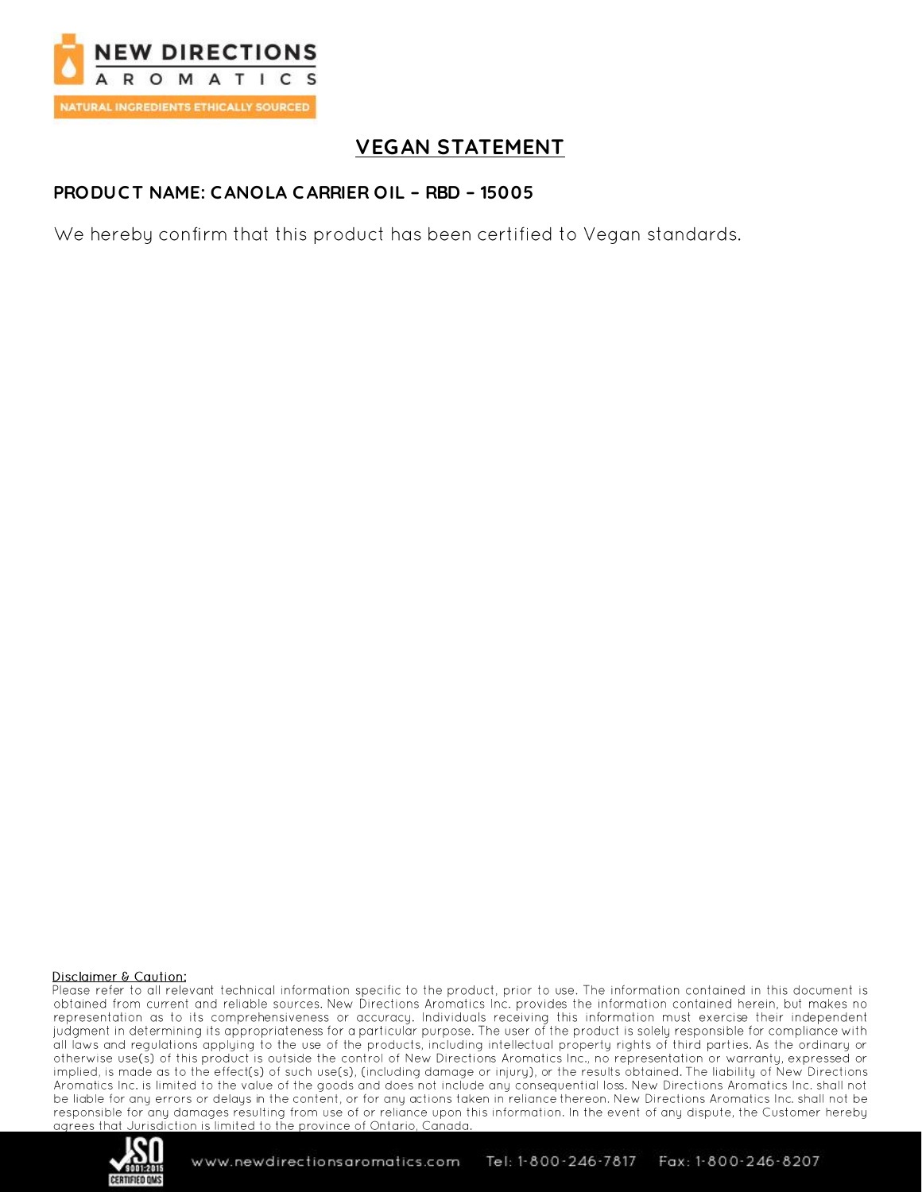NEW DIRECTIONS AROMATICS

NATURAL INGREDIENTS ETHICALLY SOURCED

# VEGAN STATEMENT

**PRODUCT NAME: CANOLA CARRIER OIL – RBD – 15005**

We hereby confirm that this product has been certified to Vegan standards.

Disclaimer & Caution:

Please refer to all relevant technical information specific to the product, prior to use. The information contained in this document is obtained from current and reliable sources. New Directions Aromatics Inc. provides the information contained herein, but makes no representation as to its comprehensiveness or accuracy. Individuals receiving this information must exercise their independent judgment in determining its appropriateness for a particular purpose. The user of the product is solely responsible for compliance with all laws and regulations applying to the use of the products, including intellectual property rights of third parties. As the ordinary or otherwise use(s) of this product is outside the control of New Directions Aromatics Inc., no representation or warranty, expressed or implied, is made as to the effect(s) of such use(s), (including damage or injury), or the results obtained. The liability of New Directions Aromatics Inc. is limited to the value of the goods and does not include any consequential loss. New Directions Aromatics Inc. shall not be liable for any errors or delays in the content, or for any actions taken in reliance thereon. New Directions Aromatics Inc. shall not be responsible for any damages resulting from use of or reliance upon this information. In the event of any dispute, the Customer hereby agrees that Jurisdiction is limited to the province of Ontario, Canada.

www.newdirectionsaromatics.com Tel: 1-800-246-7817 Fax: 1-800-246-8207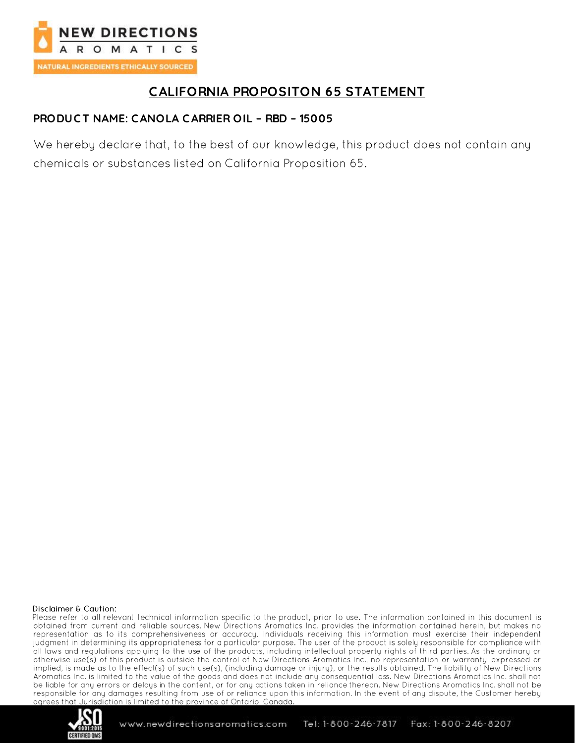# CALIFORNIA PROPOSITON 65 STATEMENT

**PRODUCT NAME: CANOLA CARRIER OIL – RBD – 15005**

We hereby declare that, to the best of our knowledge, this product does not contain any chemicals or substances listed on California Proposition 65.

Disclaimer & Caution:

Please refer to all relevant technical information specific to the product, prior to use. The information contained in this document is obtained from current and reliable sources. New Directions Aromatics Inc. provides the information contained herein, but makes no representation as to its comprehensiveness or accuracy. Individuals receiving this information must exercise their independent judgment in determining its appropriateness for a particular purpose. The user of the product is solely responsible for compliance with all laws and regulations applying to the use of the products, including intellectual property rights of third parties. As the ordinary or otherwise use(s) of this product is outside the control of New Directions Aromatics Inc., no representation or warranty, expressed or implied, is made as to the effect(s) of such use(s), (including damage or injury), or the results obtained. The liability of New Directions Aromatics Inc. is limited to the value of the goods and does not include any consequential loss. New Directions Aromatics Inc. shall not be liable for any errors or delays in the content, or for any actions taken in reliance thereon. New Directions Aromatics Inc. shall not be responsible for any damages resulting from use of or reliance upon this information. In the event of any dispute, the Customer hereby agrees that Jurisdiction is limited to the province of Ontario, Canada.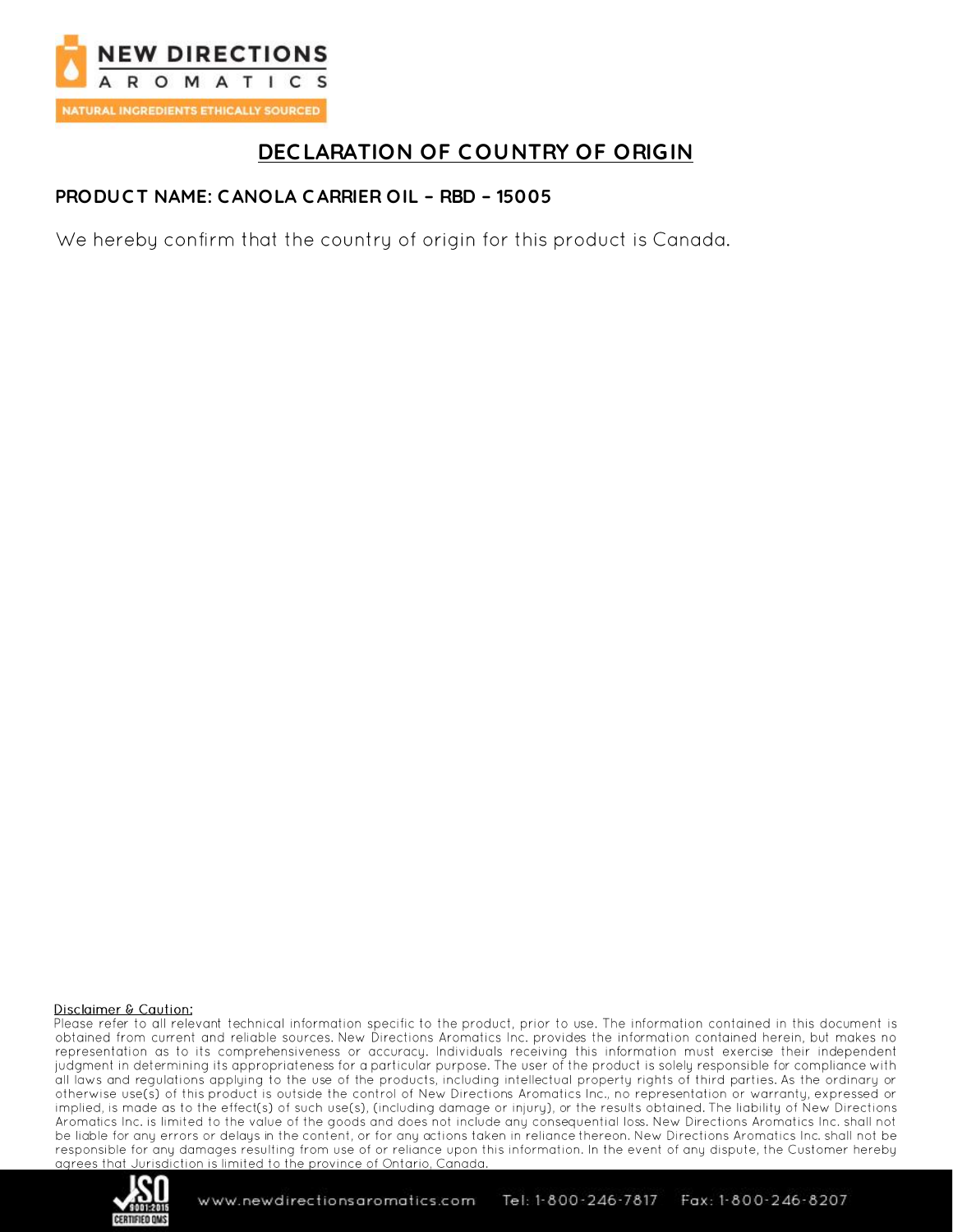# DECLARATION OF COUNTRY OF ORIGIN

**PRODUCT NAME: CANOLA CARRIER OIL – RBD – 15005**

We hereby confirm that the country of origin for this product is Canada.

Disclaimer & Caution:

Please refer to all relevant technical information specific to the product, prior to use. The information contained in this document is obtained from current and reliable sources. New Directions Aromatics Inc. provides the information contained herein, but makes no representation as to its comprehensiveness or accuracy. Individuals receiving this information must exercise their independent judgment in determining its appropriateness for a particular purpose. The user of the product is solely responsible for compliance with all laws and regulations applying to the use of the products, including intellectual property rights of third parties. As the ordinary or otherwise use(s) of this product is outside the control of New Directions Aromatics Inc., no representation or warranty, expressed or implied, is made as to the effect(s) of such use(s), (including damage or injury), or the results obtained. The liability of New Directions Aromatics Inc. is limited to the value of the goods and does not include any consequential loss. New Directions Aromatics Inc. shall not be liable for any errors or delays in the content, or for any actions taken in reliance thereon. New Directions Aromatics Inc. shall not be responsible for any damages resulting from use of or reliance upon this information. In the event of any dispute, the Customer hereby agrees that Jurisdiction is limited to the province of Ontario, Canada.